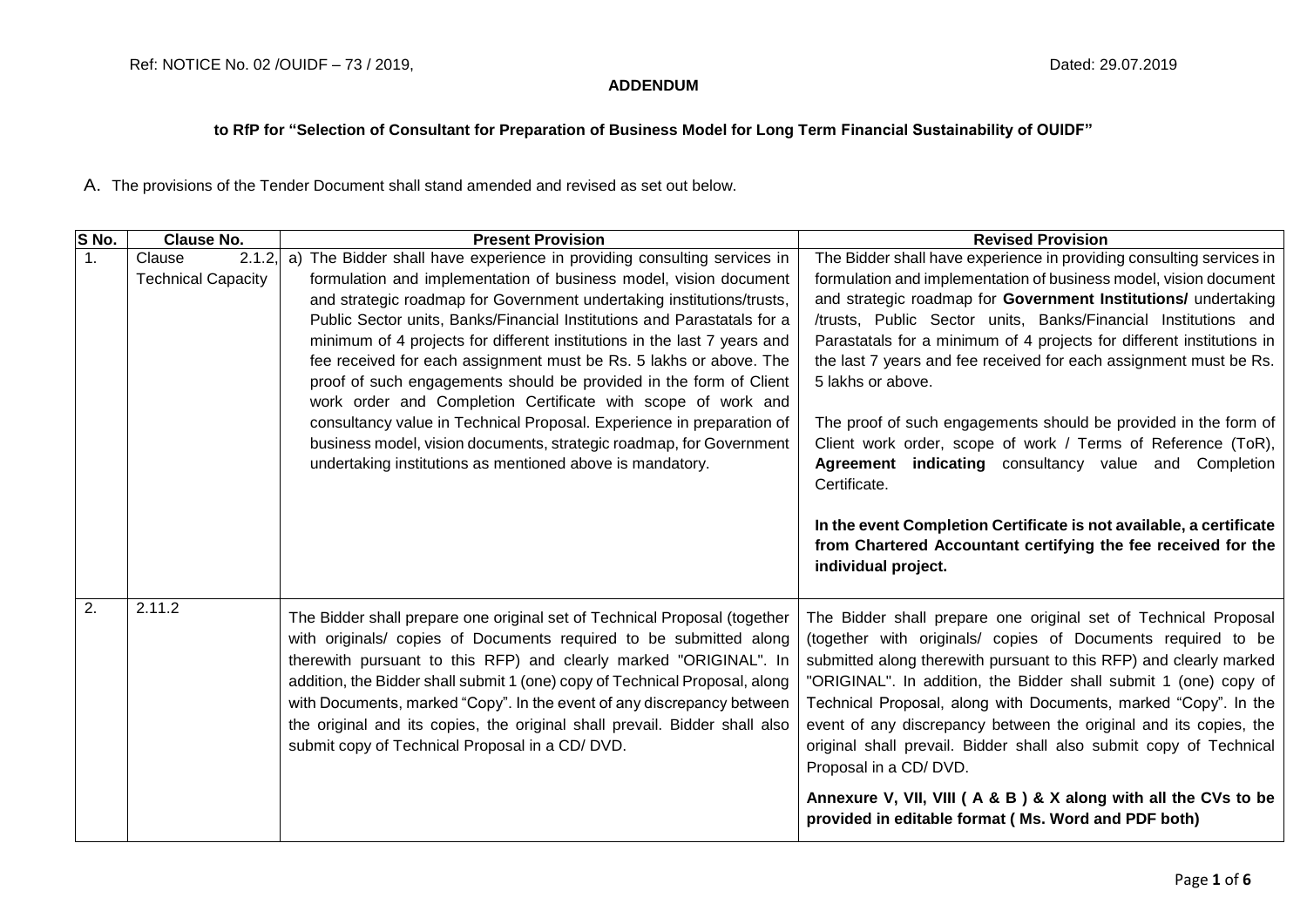Ref: NOTICE No. 02 /OUIDF – 73 / 2019, Dated: 29.07.2019

**ADDENDUM**

**to RfP for "Selection of Consultant for Preparation of Business Model for Long Term Financial Sustainability of OUIDF"**

A. The provisions of the Tender Document shall stand amended and revised as set out below.

| S No. | Clause No. | Present Provision | Revised Provision |
|---|---|---|---|
| 1. | Clause 2.1.2, Technical Capacity | a) The Bidder shall have experience in providing consulting services in formulation and implementation of business model, vision document and strategic roadmap for Government undertaking institutions/trusts, Public Sector units, Banks/Financial Institutions and Parastatals for a minimum of 4 projects for different institutions in the last 7 years and fee received for each assignment must be Rs. 5 lakhs or above. The proof of such engagements should be provided in the form of Client work order and Completion Certificate with scope of work and consultancy value in Technical Proposal. Experience in preparation of business model, vision documents, strategic roadmap, for Government undertaking institutions as mentioned above is mandatory. | The Bidder shall have experience in providing consulting services in formulation and implementation of business model, vision document and strategic roadmap for **Government Institutions/** undertaking /trusts, Public Sector units, Banks/Financial Institutions and Parastatals for a minimum of 4 projects for different institutions in the last 7 years and fee received for each assignment must be Rs. 5 lakhs or above.<br><br>The proof of such engagements should be provided in the form of Client work order, scope of work / Terms of Reference (ToR), **Agreement indicating** consultancy value and Completion Certificate.<br><br>**In the event Completion Certificate is not available, a certificate from Chartered Accountant certifying the fee received for the individual project.** |
| 2. | 2.11.2 | The Bidder shall prepare one original set of Technical Proposal (together with originals/ copies of Documents required to be submitted along therewith pursuant to this RFP) and clearly marked "ORIGINAL". In addition, the Bidder shall submit 1 (one) copy of Technical Proposal, along with Documents, marked "Copy". In the event of any discrepancy between the original and its copies, the original shall prevail. Bidder shall also submit copy of Technical Proposal in a CD/ DVD. | The Bidder shall prepare one original set of Technical Proposal (together with originals/ copies of Documents required to be submitted along therewith pursuant to this RFP) and clearly marked "ORIGINAL". In addition, the Bidder shall submit 1 (one) copy of Technical Proposal, along with Documents, marked "Copy". In the event of any discrepancy between the original and its copies, the original shall prevail. Bidder shall also submit copy of Technical Proposal in a CD/ DVD.<br><br>**Annexure V, VII, VIII ( A & B ) & X along with all the CVs to be provided in editable format ( Ms. Word and PDF both)** |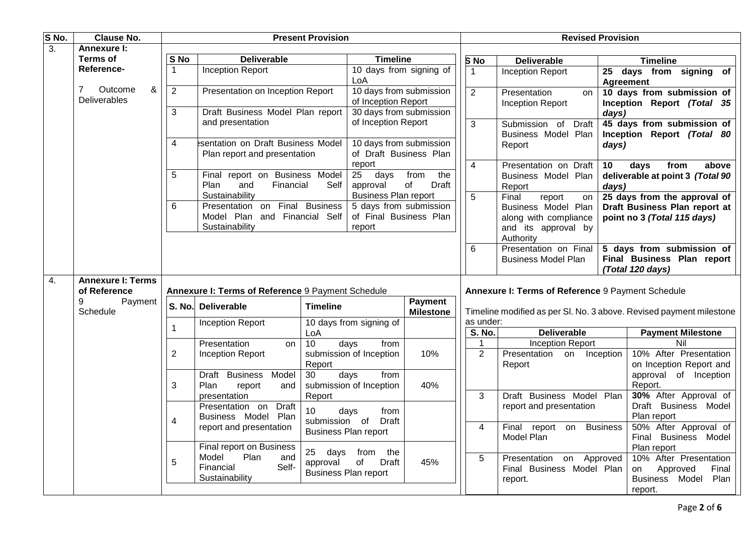| S No. | Clause No. | Present Provision | Revised Provision |
|---|---|---|---|
| 3. | **Annexure I: Terms of Reference-** 7 Outcome & Deliverables | <table><tr><th>S No</th><th>Deliverable</th><th>Timeline</th></tr><tr><td>1</td><td>Inception Report</td><td>10 days from signing of LoA</td></tr><tr><td>2</td><td>Presentation on Inception Report</td><td>10 days from submission of Inception Report</td></tr><tr><td>3</td><td>Draft Business Model Plan report and presentation</td><td>30 days from submission of Inception Report</td></tr><tr><td>4</td><td>esentation on Draft Business Model Plan report and presentation</td><td>10 days from submission of Draft Business Plan report</td></tr><tr><td>5</td><td>Final report on Business Model Plan and Financial Self Sustainability</td><td>25 days from the approval of Draft Business Plan report</td></tr><tr><td>6</td><td>Presentation on Final Business Model Plan and Financial Self Sustainability</td><td>5 days from submission of Final Business Plan report</td></tr></table> | <table><tr><th>S No</th><th>Deliverable</th><th>Timeline</th></tr><tr><td>1</td><td>Inception Report</td><td>**25 days from signing of Agreement**</td></tr><tr><td>2</td><td>Presentation on Inception Report</td><td>**10 days from submission of Inception Report *(Total 35 days)***</td></tr><tr><td>3</td><td>Submission of Draft Business Model Plan Report</td><td>**45 days from submission of Inception Report *(Total 80 days)***</td></tr><tr><td>4</td><td>Presentation on Draft Business Model Plan Report</td><td>**10 days from above deliverable at point 3 *(Total 90 days)***</td></tr><tr><td>5</td><td>Final report on Business Model Plan along with compliance and its approval by Authority</td><td>**25 days from the approval of Draft Business Plan report at point no 3 *(Total 115 days)***</td></tr><tr><td>6</td><td>Presentation on Final Business Model Plan</td><td>**5 days from submission of Final Business Plan report *(Total 120 days)***</td></tr></table> |
| 4. | **Annexure I: Terms of Reference** 9 Payment Schedule | **Annexure I: Terms of Reference** 9 Payment Schedule<table><tr><th>S. No.</th><th>Deliverable</th><th>Timeline</th><th>Payment Milestone</th></tr><tr><td>1</td><td>Inception Report</td><td>10 days from signing of LoA</td><td></td></tr><tr><td>2</td><td>Presentation on Inception Report</td><td>10 days from submission of Inception Report</td><td>10%</td></tr><tr><td>3</td><td>Draft Business Model Plan report and presentation</td><td>30 days from submission of Inception Report</td><td>40%</td></tr><tr><td>4</td><td>Presentation on Draft Business Model Plan report and presentation</td><td>10 days from submission of Draft Business Plan report</td><td></td></tr><tr><td>5</td><td>Final report on Business Model Plan and Financial Self-Sustainability</td><td>25 days from the approval of Draft Business Plan report</td><td>45%</td></tr></table> | **Annexure I: Terms of Reference** 9 Payment Schedule<br>Timeline modified as per Sl. No. 3 above. Revised payment milestone as under:<table><tr><th>S. No.</th><th>Deliverable</th><th>Payment Milestone</th></tr><tr><td>1</td><td>Inception Report</td><td>Nil</td></tr><tr><td>2</td><td>Presentation on Inception Report</td><td>10% After Presentation on Inception Report and approval of Inception Report.</td></tr><tr><td>3</td><td>Draft Business Model Plan report and presentation</td><td>**30%** After Approval of Draft Business Model Plan report</td></tr><tr><td>4</td><td>Final report on Business Model Plan</td><td>50% After Approval of Final Business Model Plan report</td></tr><tr><td>5</td><td>Presentation on Approved Final Business Model Plan report.</td><td>10% After Presentation on Approved Final Business Model Plan report.</td></tr></table> |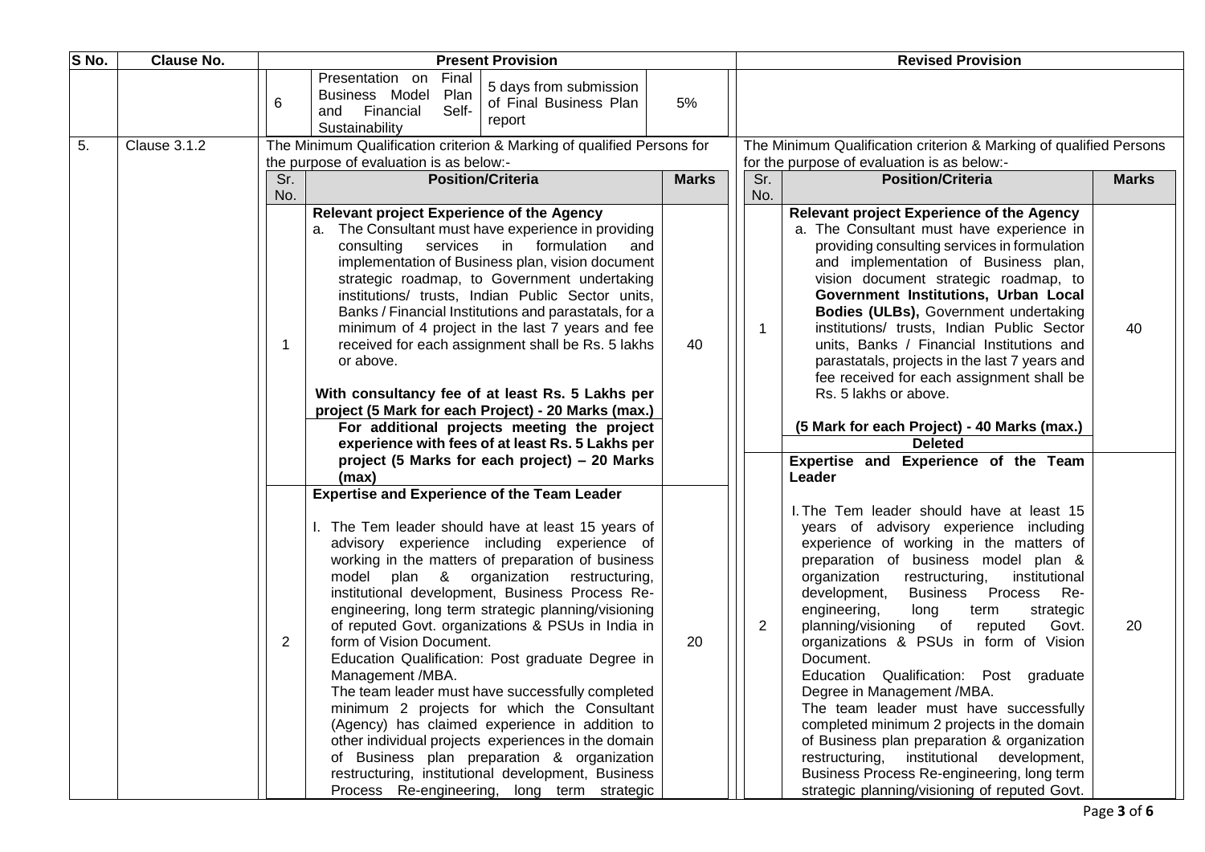| S No. | Clause No. | Present Provision | Revised Provision |
|---|---|---|---|
| | | 6 \| Presentation on Final Business Model Plan and Financial Self-Sustainability \| 5 days from submission of Final Business Plan report \| 5% | |
| 5. | Clause 3.1.2 | The Minimum Qualification criterion & Marking of qualified Persons for the purpose of evaluation is as below:- | The Minimum Qualification criterion & Marking of qualified Persons for the purpose of evaluation is as below:- |

**Present Provision:**

| Sr. No. | Position/Criteria | Marks |
|---|---|---|
| 1 | **Relevant project Experience of the Agency**<br>a. The Consultant must have experience in providing consulting services in formulation and implementation of Business plan, vision document strategic roadmap, to Government undertaking institutions/ trusts, Indian Public Sector units, Banks / Financial Institutions and parastatals, for a minimum of 4 project in the last 7 years and fee received for each assignment shall be Rs. 5 lakhs or above.<br><br>**With consultancy fee of at least Rs. 5 Lakhs per project (5 Mark for each Project) - 20 Marks (max.)**<br>**For additional projects meeting the project experience with fees of at least Rs. 5 Lakhs per project (5 Marks for each project) – 20 Marks (max)** | 40 |
| 2 | **Expertise and Experience of the Team Leader**<br><br>I. The Tem leader should have at least 15 years of advisory experience including experience of working in the matters of preparation of business model plan & organization restructuring, institutional development, Business Process Re-engineering, long term strategic planning/visioning of reputed Govt. organizations & PSUs in India in form of Vision Document.<br>Education Qualification: Post graduate Degree in Management /MBA.<br>The team leader must have successfully completed minimum 2 projects for which the Consultant (Agency) has claimed experience in addition to other individual projects experiences in the domain of Business plan preparation & organization restructuring, institutional development, Business Process Re-engineering, long term strategic | 20 |

**Revised Provision:**

| Sr. No. | Position/Criteria | Marks |
|---|---|---|
| 1 | **Relevant project Experience of the Agency**<br>a. The Consultant must have experience in providing consulting services in formulation and implementation of Business plan, vision document strategic roadmap, to **Government Institutions, Urban Local Bodies (ULBs),** Government undertaking institutions/ trusts, Indian Public Sector units, Banks / Financial Institutions and parastatals, projects in the last 7 years and fee received for each assignment shall be Rs. 5 lakhs or above.<br><br>**(5 Mark for each Project) - 40 Marks (max.)**<br>**Deleted** | 40 |
| 2 | **Expertise and Experience of the Team Leader**<br><br>I. The Tem leader should have at least 15 years of advisory experience including experience of working in the matters of preparation of business model plan & organization restructuring, institutional development, Business Process Re-engineering, long term strategic planning/visioning of reputed Govt. organizations & PSUs in form of Vision Document.<br>Education Qualification: Post graduate Degree in Management /MBA.<br>The team leader must have successfully completed minimum 2 projects in the domain of Business plan preparation & organization restructuring, institutional development, Business Process Re-engineering, long term strategic planning/visioning of reputed Govt. | 20 |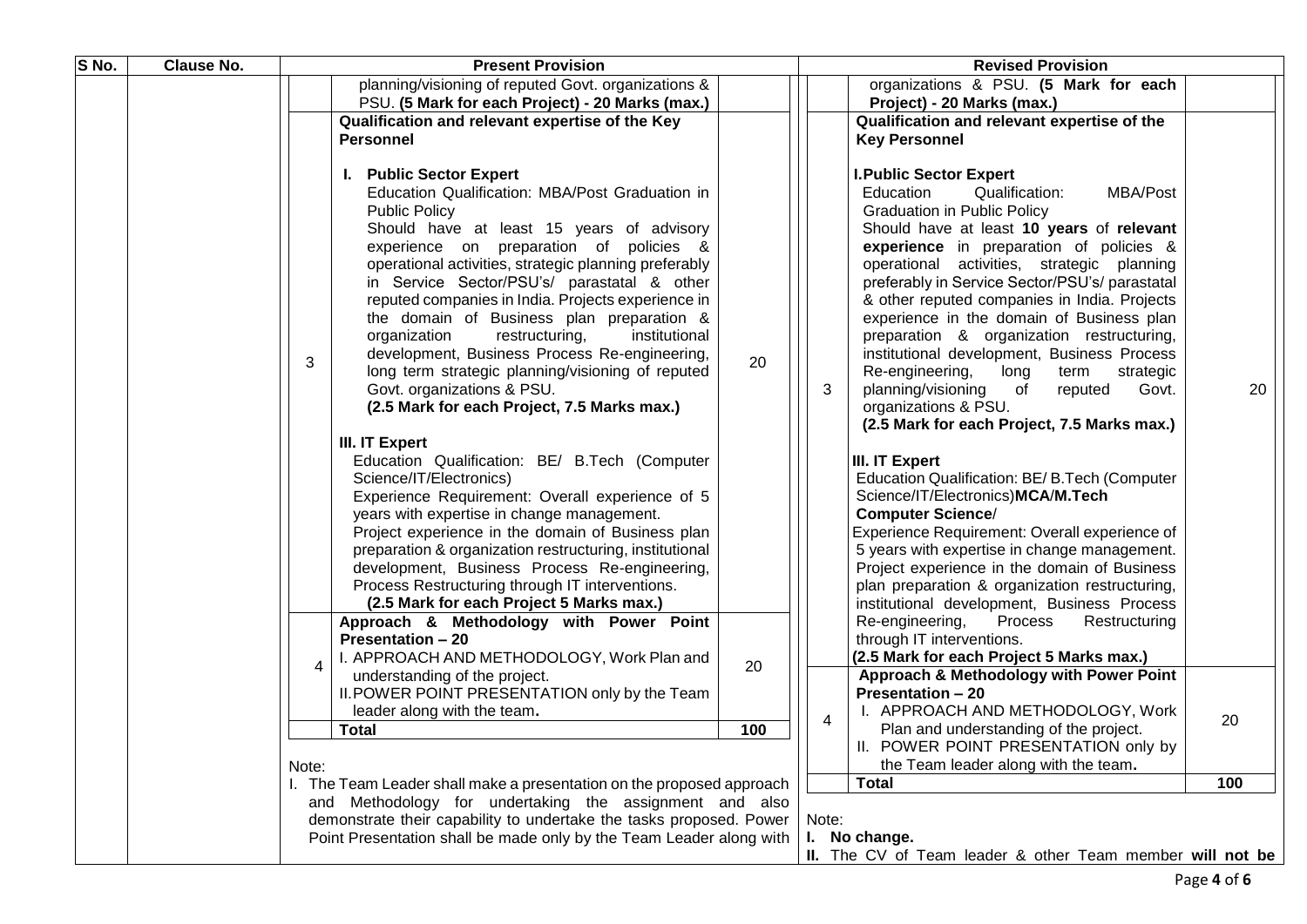| S No. | Clause No. | Present Provision | Revised Provision |
|---|---|---|---|
| | | | planning/visioning of reputed Govt. organizations & PSU. **(5 Mark for each Project) - 20 Marks (max.)** | | organizations & PSU. **(5 Mark for each Project) - 20 Marks (max.)** |
| | | 3 | **Qualification and relevant expertise of the Key Personnel**<br><br>**I. Public Sector Expert**<br>Education Qualification: MBA/Post Graduation in Public Policy<br>Should have at least 15 years of advisory experience on preparation of policies & operational activities, strategic planning preferably in Service Sector/PSU's/ parastatal & other reputed companies in India. Projects experience in the domain of Business plan preparation & organization restructuring, institutional development, Business Process Re-engineering, long term strategic planning/visioning of reputed Govt. organizations & PSU.<br>**(2.5 Mark for each Project, 7.5 Marks max.)**<br><br>**III. IT Expert**<br>Education Qualification: BE/ B.Tech (Computer Science/IT/Electronics)<br>Experience Requirement: Overall experience of 5 years with expertise in change management.<br>Project experience in the domain of Business plan preparation & organization restructuring, institutional development, Business Process Re-engineering, Process Restructuring through IT interventions.<br>**(2.5 Mark for each Project 5 Marks max.)** | 20 | 3 | **Qualification and relevant expertise of the Key Personnel**<br><br>**I.Public Sector Expert**<br>Education Qualification: MBA/Post Graduation in Public Policy<br>Should have at least **10 years** of **relevant experience** in preparation of policies & operational activities, strategic planning preferably in Service Sector/PSU's/ parastatal & other reputed companies in India. Projects experience in the domain of Business plan preparation & organization restructuring, institutional development, Business Process Re-engineering, long term strategic planning/visioning of reputed Govt. organizations & PSU.<br>**(2.5 Mark for each Project, 7.5 Marks max.)**<br><br>**III. IT Expert**<br>Education Qualification: BE/ B.Tech (Computer Science/IT/Electronics)**MCA/M.Tech Computer Science**/<br>Experience Requirement: Overall experience of 5 years with expertise in change management.<br>Project experience in the domain of Business plan preparation & organization restructuring, institutional development, Business Process Re-engineering, Process Restructuring through IT interventions.<br>**(2.5 Mark for each Project 5 Marks max.)** | 20 |
| | | 4 | **Approach & Methodology with Power Point Presentation – 20**<br>I. APPROACH AND METHODOLOGY, Work Plan and understanding of the project.<br>II. POWER POINT PRESENTATION only by the Team leader along with the team. | 20 | 4 | **Approach & Methodology with Power Point Presentation – 20**<br>I. APPROACH AND METHODOLOGY, Work Plan and understanding of the project.<br>II. POWER POINT PRESENTATION only by the Team leader along with the team. | 20 |
| | | | **Total** | **100** | | **Total** | **100** |
| | | Note:<br>I. The Team Leader shall make a presentation on the proposed approach and Methodology for undertaking the assignment and also demonstrate their capability to undertake the tasks proposed. Power Point Presentation shall be made only by the Team Leader along with | | | | Note:<br>**I. No change.**<br>**II.** The CV of Team leader & other Team member **will not be** | |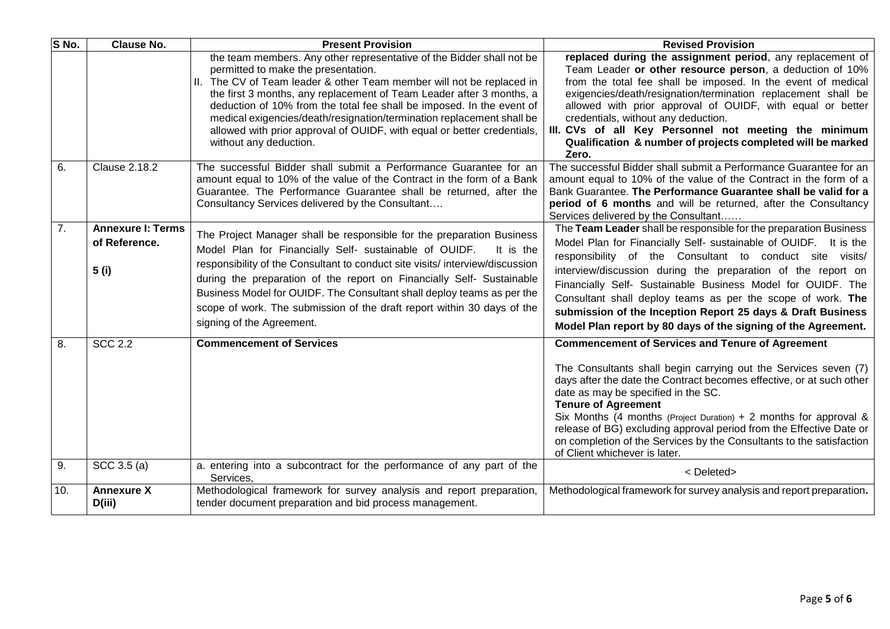| S No. | Clause No. | Present Provision | Revised Provision |
|---|---|---|---|
| | | the team members. Any other representative of the Bidder shall not be permitted to make the presentation.<br>II. The CV of Team leader & other Team member will not be replaced in the first 3 months, any replacement of Team Leader after 3 months, a deduction of 10% from the total fee shall be imposed. In the event of medical exigencies/death/resignation/termination replacement shall be allowed with prior approval of OUIDF, with equal or better credentials, without any deduction. | **replaced during the assignment period**, any replacement of Team Leader **or other resource person**, a deduction of 10% from the total fee shall be imposed. In the event of medical exigencies/death/resignation/termination replacement shall be allowed with prior approval of OUIDF, with equal or better credentials, without any deduction.<br>**III. CVs of all Key Personnel not meeting the minimum Qualification & number of projects completed will be marked Zero.** |
| 6. | Clause 2.18.2 | The successful Bidder shall submit a Performance Guarantee for an amount equal to 10% of the value of the Contract in the form of a Bank Guarantee. The Performance Guarantee shall be returned, after the Consultancy Services delivered by the Consultant…. | The successful Bidder shall submit a Performance Guarantee for an amount equal to 10% of the value of the Contract in the form of a Bank Guarantee. **The Performance Guarantee shall be valid for a period of 6 months** and will be returned, after the Consultancy Services delivered by the Consultant…… |
| 7. | **Annexure I: Terms of Reference.**<br>**5 (i)** | The Project Manager shall be responsible for the preparation Business Model Plan for Financially Self- sustainable of OUIDF. It is the responsibility of the Consultant to conduct site visits/ interview/discussion during the preparation of the report on Financially Self- Sustainable Business Model for OUIDF. The Consultant shall deploy teams as per the scope of work. The submission of the draft report within 30 days of the signing of the Agreement. | The **Team Leader** shall be responsible for the preparation Business Model Plan for Financially Self- sustainable of OUIDF. It is the responsibility of the Consultant to conduct site visits/ interview/discussion during the preparation of the report on Financially Self- Sustainable Business Model for OUIDF. The Consultant shall deploy teams as per the scope of work. **The submission of the Inception Report 25 days & Draft Business Model Plan report by 80 days of the signing of the Agreement.** |
| 8. | SCC 2.2 | **Commencement of Services** | **Commencement of Services and Tenure of Agreement**<br><br>The Consultants shall begin carrying out the Services seven (7) days after the date the Contract becomes effective, or at such other date as may be specified in the SC.<br>**Tenure of Agreement**<br>Six Months (4 months (Project Duration) + 2 months for approval & release of BG) excluding approval period from the Effective Date or on completion of the Services by the Consultants to the satisfaction of Client whichever is later. |
| 9. | SCC 3.5 (a) | a. entering into a subcontract for the performance of any part of the Services, | < Deleted> |
| 10. | **Annexure X D(iii)** | Methodological framework for survey analysis and report preparation, tender document preparation and bid process management. | Methodological framework for survey analysis and report preparation**.** |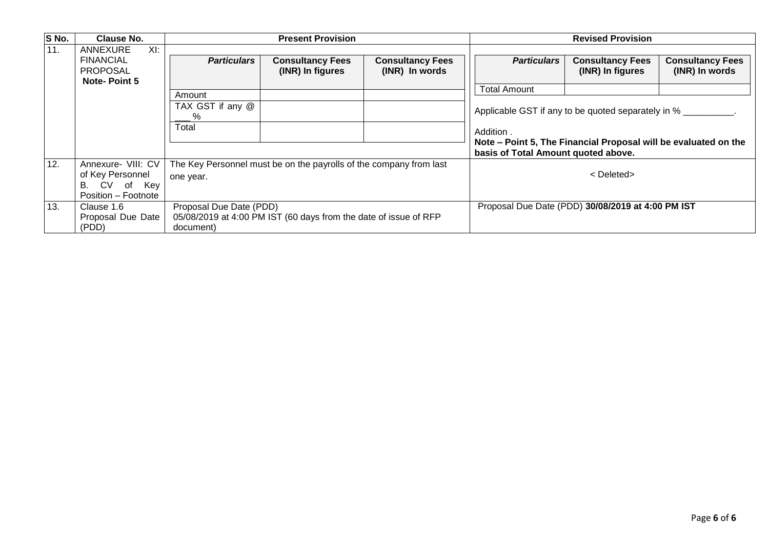| S No. | Clause No. | Present Provision | Revised Provision |
|---|---|---|---|
| 11. | ANNEXURE XI: FINANCIAL PROPOSAL **Note- Point 5** | ***Particulars*** \| **Consultancy Fees (INR) In figures** \| **Consultancy Fees (INR) In words**<br>Amount \| \|<br>TAX GST if any @ ___ % \| \|<br>Total \| \| | ***Particulars*** \| **Consultancy Fees (INR) In figures** \| **Consultancy Fees (INR) In words**<br>Total Amount \| \|<br><br>Applicable GST if any to be quoted separately in % __________.<br><br>Addition .<br>**Note – Point 5, The Financial Proposal will be evaluated on the basis of Total Amount quoted above.** |
| 12. | Annexure- VIII: CV of Key Personnel B. CV of Key Position – Footnote | The Key Personnel must be on the payrolls of the company from last one year. | < Deleted> |
| 13. | Clause 1.6 Proposal Due Date (PDD) | Proposal Due Date (PDD)<br>05/08/2019 at 4:00 PM IST (60 days from the date of issue of RFP document) | Proposal Due Date (PDD) **30/08/2019 at 4:00 PM IST** |